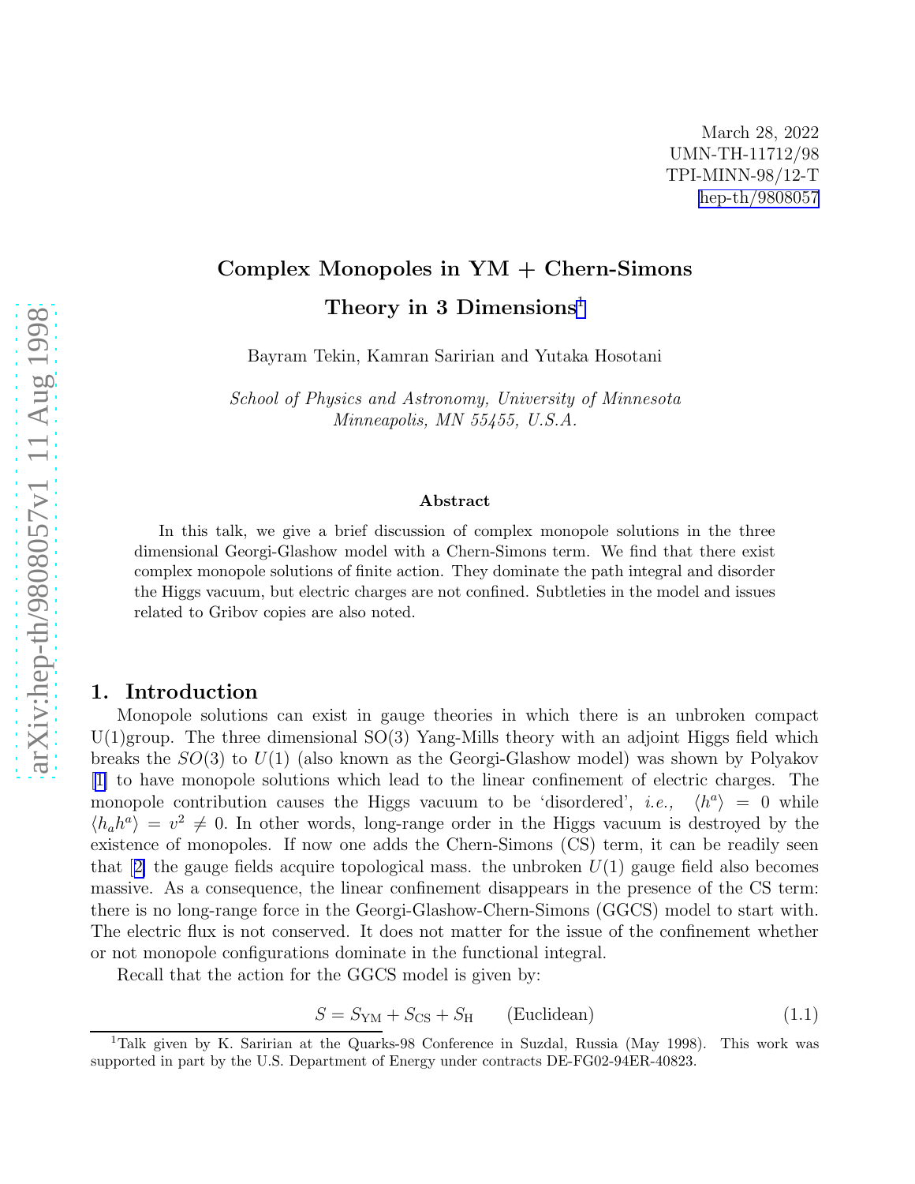March 28, 2022
UMN-TH-11712/98
TPI-MINN-98/12-T
hep-th/9808057

# Complex Monopoles in YM + Chern-Simons Theory in 3 Dimensions[1]

Bayram Tekin, Kamran Saririan and Yutaka Hosotani

*School of Physics and Astronomy, University of Minnesota*
*Minneapolis, MN 55455, U.S.A.*

### Abstract

In this talk, we give a brief discussion of complex monopole solutions in the three dimensional Georgi-Glashow model with a Chern-Simons term. We find that there exist complex monopole solutions of finite action. They dominate the path integral and disorder the Higgs vacuum, but electric charges are not confined. Subtleties in the model and issues related to Gribov copies are also noted.

## 1. Introduction

Monopole solutions can exist in gauge theories in which there is an unbroken compact U(1)group. The three dimensional SO(3) Yang-Mills theory with an adjoint Higgs field which breaks the $SO(3)$ to $U(1)$ (also known as the Georgi-Glashow model) was shown by Polyakov [1] to have monopole solutions which lead to the linear confinement of electric charges. The monopole contribution causes the Higgs vacuum to be 'disordered', *i.e.*, $\langle h^a \rangle = 0$ while $\langle h_a h^a \rangle = v^2 \neq 0$. In other words, long-range order in the Higgs vacuum is destroyed by the existence of monopoles. If now one adds the Chern-Simons (CS) term, it can be readily seen that [2] the gauge fields acquire topological mass. the unbroken $U(1)$ gauge field also becomes massive. As a consequence, the linear confinement disappears in the presence of the CS term: there is no long-range force in the Georgi-Glashow-Chern-Simons (GGCS) model to start with. The electric flux is not conserved. It does not matter for the issue of the confinement whether or not monopole configurations dominate in the functional integral.

Recall that the action for the GGCS model is given by:

$$S = S_{\rm YM} + S_{\rm CS} + S_{\rm H} \qquad \text{(Euclidean)} \tag{1.1}$$

[1] Talk given by K. Saririan at the Quarks-98 Conference in Suzdal, Russia (May 1998). This work was supported in part by the U.S. Department of Energy under contracts DE-FG02-94ER-40823.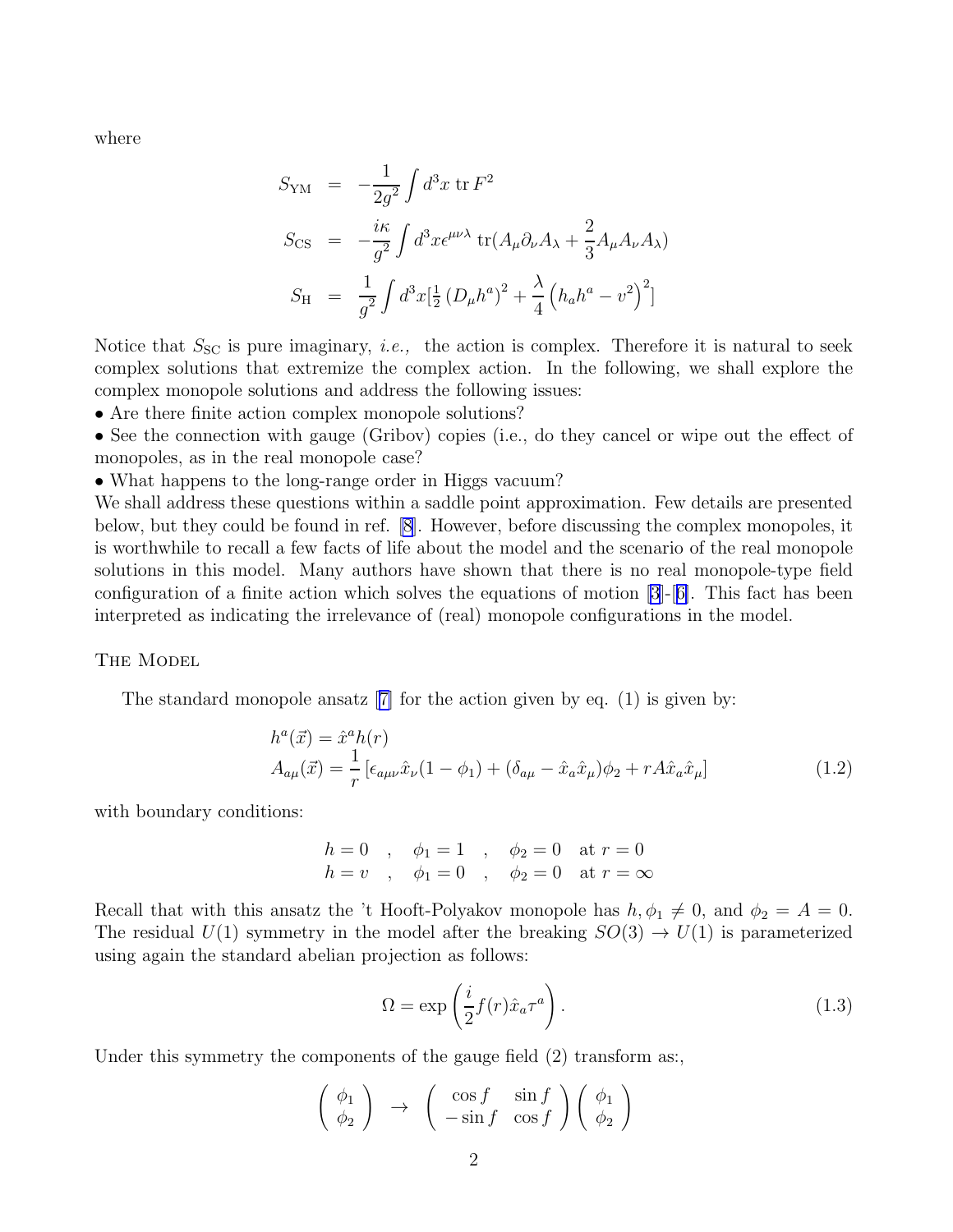where

$$
\begin{aligned}
S_{\rm YM} &= -\frac{1}{2g^2}\int d^3x \,{\rm tr}\, F^2 \\
S_{\rm CS} &= -\frac{i\kappa}{g^2}\int d^3x \epsilon^{\mu\nu\lambda}\,{\rm tr}(A_\mu\partial_\nu A_\lambda + \frac{2}{3}A_\mu A_\nu A_\lambda) \\
S_{\rm H} &= \frac{1}{g^2}\int d^3x [\tfrac{1}{2}\left(D_\mu h^a\right)^2 + \frac{\lambda}{4}\left(h_a h^a - v^2\right)^2]
\end{aligned}
$$

Notice that $S_{\rm SC}$ is pure imaginary, *i.e.,* the action is complex. Therefore it is natural to seek complex solutions that extremize the complex action. In the following, we shall explore the complex monopole solutions and address the following issues:

- Are there finite action complex monopole solutions?
- See the connection with gauge (Gribov) copies (i.e., do they cancel or wipe out the effect of monopoles, as in the real monopole case?
- What happens to the long-range order in Higgs vacuum?

We shall address these questions within a saddle point approximation. Few details are presented below, but they could be found in ref. [8]. However, before discussing the complex monopoles, it is worthwhile to recall a few facts of life about the model and the scenario of the real monopole solutions in this model. Many authors have shown that there is no real monopole-type field configuration of a finite action which solves the equations of motion [3]-[6]. This fact has been interpreted as indicating the irrelevance of (real) monopole configurations in the model.

## The Model

The standard monopole ansatz [7] for the action given by eq. (1) is given by:

$$
\begin{aligned}
&h^a(\vec{x}) = \hat{x}^a h(r) \\
&A_{a\mu}(\vec{x}) = \frac{1}{r}\left[\epsilon_{a\mu\nu}\hat{x}_\nu(1-\phi_1) + (\delta_{a\mu} - \hat{x}_a\hat{x}_\mu)\phi_2 + rA\hat{x}_a\hat{x}_\mu\right]
\end{aligned}
\tag{1.2}
$$

with boundary conditions:

$$
\begin{aligned}
h = 0 \quad , \quad \phi_1 = 1 \quad , \quad \phi_2 = 0 \quad \text{at } r = 0 \\
h = v \quad , \quad \phi_1 = 0 \quad , \quad \phi_2 = 0 \quad \text{at } r = \infty
\end{aligned}
$$

Recall that with this ansatz the 't Hooft-Polyakov monopole has $h, \phi_1 \neq 0$, and $\phi_2 = A = 0$. The residual $U(1)$ symmetry in the model after the breaking $SO(3) \to U(1)$ is parameterized using again the standard abelian projection as follows:

$$
\Omega = \exp\left(\frac{i}{2}f(r)\hat{x}_a\tau^a\right). \tag{1.3}
$$

Under this symmetry the components of the gauge field (2) transform as:,

$$
\begin{pmatrix} \phi_1 \\ \phi_2 \end{pmatrix} \to \begin{pmatrix} \cos f & \sin f \\ -\sin f & \cos f \end{pmatrix} \begin{pmatrix} \phi_1 \\ \phi_2 \end{pmatrix}
$$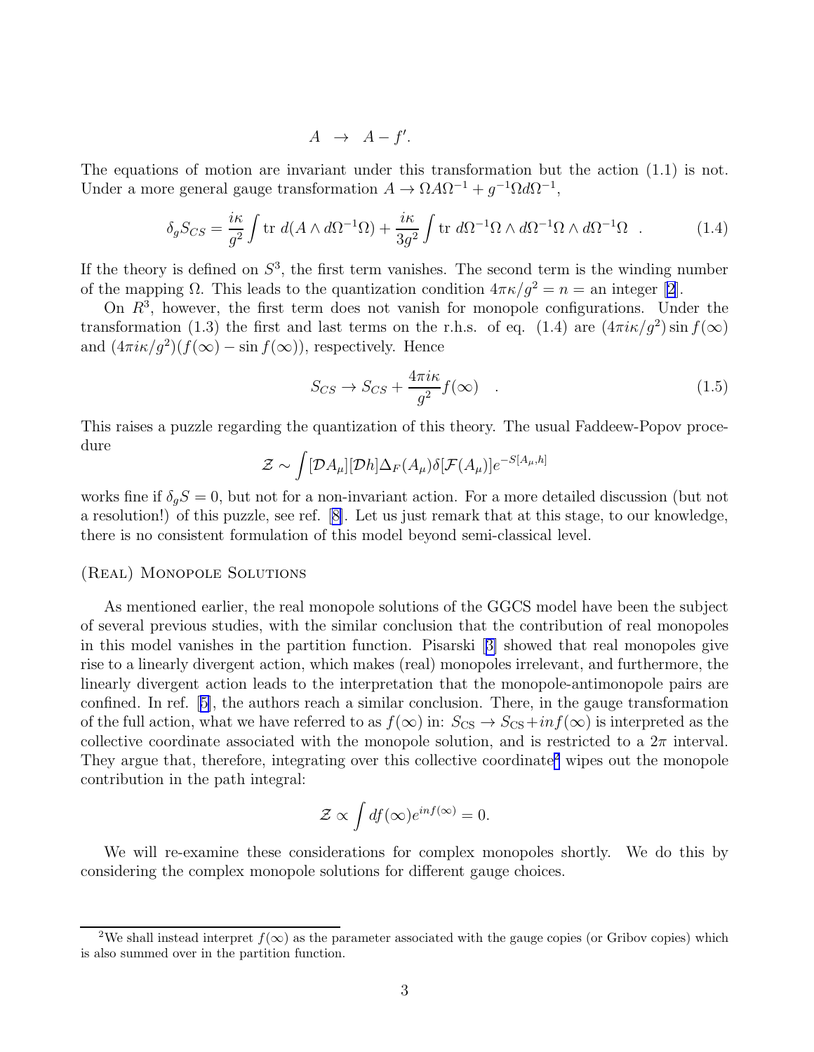$$A \;\to\; A - f'.$$

The equations of motion are invariant under this transformation but the action (1.1) is not. Under a more general gauge transformation $A \to \Omega A \Omega^{-1} + g^{-1}\Omega d\Omega^{-1}$,

$$\delta_g S_{CS} = \frac{i\kappa}{g^2}\int \mathrm{tr}\; d(A \wedge d\Omega^{-1}\Omega) + \frac{i\kappa}{3g^2}\int \mathrm{tr}\; d\Omega^{-1}\Omega \wedge d\Omega^{-1}\Omega \wedge d\Omega^{-1}\Omega \quad . \tag{1.4}$$

If the theory is defined on $S^3$, the first term vanishes. The second term is the winding number of the mapping $\Omega$. This leads to the quantization condition $4\pi\kappa/g^2 = n =$ an integer [2].

On $R^3$, however, the first term does not vanish for monopole configurations. Under the transformation (1.3) the first and last terms on the r.h.s. of eq. (1.4) are $(4\pi i\kappa/g^2)\sin f(\infty)$ and $(4\pi i\kappa/g^2)(f(\infty) - \sin f(\infty))$, respectively. Hence

$$S_{CS} \to S_{CS} + \frac{4\pi i\kappa}{g^2} f(\infty) \quad . \tag{1.5}$$

This raises a puzzle regarding the quantization of this theory. The usual Faddeew-Popov procedure

$$\mathcal{Z} \sim \int [\mathcal{D}A_\mu][\mathcal{D}h]\Delta_F(A_\mu)\delta[\mathcal{F}(A_\mu)]e^{-S[A_\mu,h]}$$

works fine if $\delta_g S = 0$, but not for a non-invariant action. For a more detailed discussion (but not a resolution!) of this puzzle, see ref. [8]. Let us just remark that at this stage, to our knowledge, there is no consistent formulation of this model beyond semi-classical level.

### (Real) Monopole Solutions

As mentioned earlier, the real monopole solutions of the GGCS model have been the subject of several previous studies, with the similar conclusion that the contribution of real monopoles in this model vanishes in the partition function. Pisarski [3] showed that real monopoles give rise to a linearly divergent action, which makes (real) monopoles irrelevant, and furthermore, the linearly divergent action leads to the interpretation that the monopole-antimonopole pairs are confined. In ref. [5], the authors reach a similar conclusion. There, in the gauge transformation of the full action, what we have referred to as $f(\infty)$ in: $S_{\text{CS}} \to S_{\text{CS}} + inf(\infty)$ is interpreted as the collective coordinate associated with the monopole solution, and is restricted to a $2\pi$ interval. They argue that, therefore, integrating over this collective coordinate[2] wipes out the monopole contribution in the path integral:

$$\mathcal{Z} \propto \int df(\infty)e^{inf(\infty)} = 0.$$

We will re-examine these considerations for complex monopoles shortly. We do this by considering the complex monopole solutions for different gauge choices.

---

[2]We shall instead interpret $f(\infty)$ as the parameter associated with the gauge copies (or Gribov copies) which is also summed over in the partition function.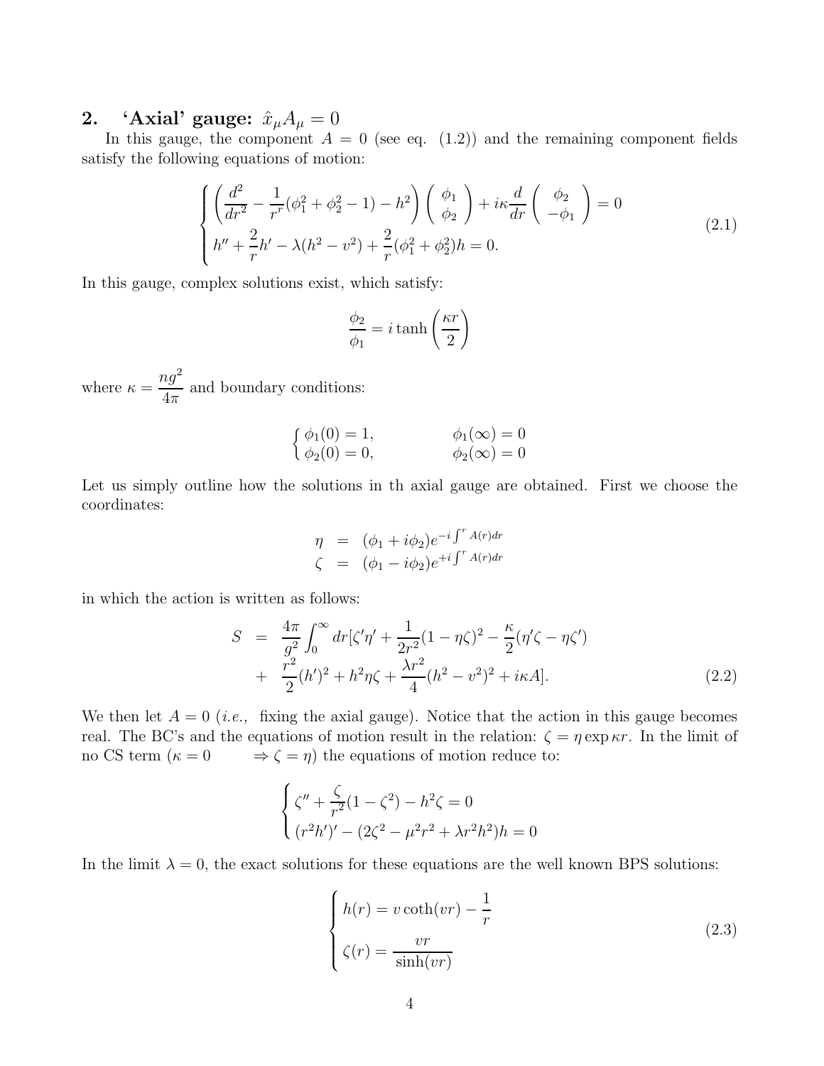## 2. 'Axial' gauge: $\hat{x}_\mu A_\mu = 0$

In this gauge, the component $A = 0$ (see eq. (1.2)) and the remaining component fields satisfy the following equations of motion:

$$
\begin{cases}
\left(\dfrac{d^2}{dr^2} - \dfrac{1}{r^r}(\phi_1^2 + \phi_2^2 - 1) - h^2\right)\begin{pmatrix} \phi_1 \\ \phi_2 \end{pmatrix} + i\kappa \dfrac{d}{dr}\begin{pmatrix} \phi_2 \\ -\phi_1 \end{pmatrix} = 0 \\
h'' + \dfrac{2}{r}h' - \lambda(h^2 - v^2) + \dfrac{2}{r}(\phi_1^2 + \phi_2^2)h = 0.
\end{cases}
\tag{2.1}
$$

In this gauge, complex solutions exist, which satisfy:

$$
\frac{\phi_2}{\phi_1} = i \tanh\left(\frac{\kappa r}{2}\right)
$$

where $\kappa = \dfrac{ng^2}{4\pi}$ and boundary conditions:

$$
\begin{cases}
\phi_1(0) = 1, & \phi_1(\infty) = 0 \\
\phi_2(0) = 0, & \phi_2(\infty) = 0
\end{cases}
$$

Let us simply outline how the solutions in th axial gauge are obtained. First we choose the coordinates:

$$
\begin{aligned}
\eta &= (\phi_1 + i\phi_2)e^{-i\int^r A(r)dr} \\
\zeta &= (\phi_1 - i\phi_2)e^{+i\int^r A(r)dr}
\end{aligned}
$$

in which the action is written as follows:

$$
\begin{aligned}
S &= \frac{4\pi}{g^2}\int_0^\infty dr[\zeta'\eta' + \frac{1}{2r^2}(1 - \eta\zeta)^2 - \frac{\kappa}{2}(\eta'\zeta - \eta\zeta') \\
&+ \frac{r^2}{2}(h')^2 + h^2\eta\zeta + \frac{\lambda r^2}{4}(h^2 - v^2)^2 + i\kappa A].
\end{aligned}
\tag{2.2}
$$

We then let $A = 0$ (*i.e.,* fixing the axial gauge). Notice that the action in this gauge becomes real. The BC's and the equations of motion result in the relation: $\zeta = \eta \exp \kappa r$. In the limit of no CS term ($\kappa = 0 \quad \Rightarrow \zeta = \eta$) the equations of motion reduce to:

$$
\begin{cases}
\zeta'' + \dfrac{\zeta}{r^2}(1 - \zeta^2) - h^2\zeta = 0 \\
(r^2 h')' - (2\zeta^2 - \mu^2 r^2 + \lambda r^2 h^2)h = 0
\end{cases}
$$

In the limit $\lambda = 0$, the exact solutions for these equations are the well known BPS solutions:

$$
\begin{cases}
h(r) = v\coth(vr) - \dfrac{1}{r} \\
\zeta(r) = \dfrac{vr}{\sinh(vr)}
\end{cases}
\tag{2.3}
$$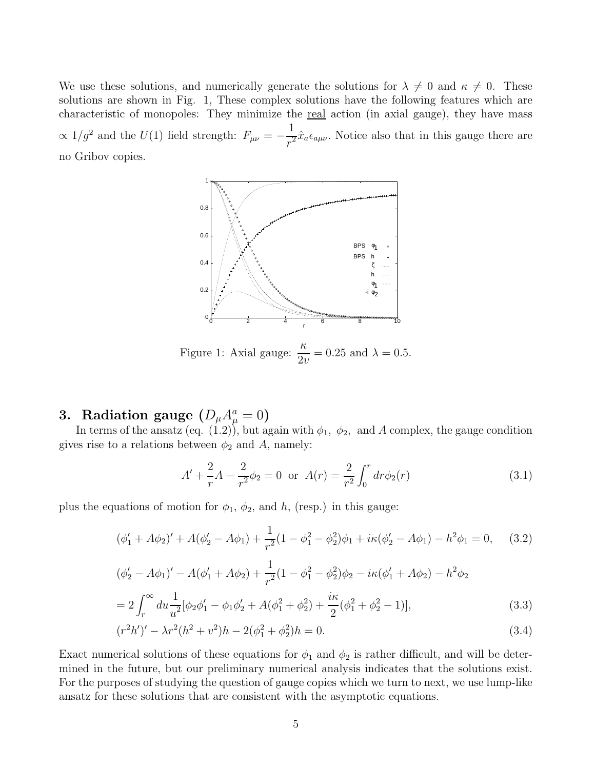We use these solutions, and numerically generate the solutions for $\lambda \neq 0$ and $\kappa \neq 0$. These solutions are shown in Fig. 1, These complex solutions have the following features which are characteristic of monopoles: They minimize the real action (in axial gauge), they have mass $\propto 1/g^2$ and the $U(1)$ field strength: $F_{\mu\nu} = -\frac{1}{r^2}\hat{x}_a \epsilon_{a\mu\nu}$. Notice also that in this gauge there are no Gribov copies.

Figure 1: Axial gauge: $\frac{\kappa}{2v} = 0.25$ and $\lambda = 0.5$.

## 3. Radiation gauge ($D_\mu A^a_\mu = 0$)

In terms of the ansatz (eq. (1.2)), but again with $\phi_1$, $\phi_2$, and $A$ complex, the gauge condition gives rise to a relations between $\phi_2$ and $A$, namely:

$$A' + \frac{2}{r}A - \frac{2}{r^2}\phi_2 = 0 \;\text{ or }\; A(r) = \frac{2}{r^2}\int_0^r dr \phi_2(r) \tag{3.1}$$

plus the equations of motion for $\phi_1$, $\phi_2$, and $h$, (resp.) in this gauge:

$$(\phi_1' + A\phi_2)' + A(\phi_2' - A\phi_1) + \frac{1}{r^2}(1 - \phi_1^2 - \phi_2^2)\phi_1 + i\kappa(\phi_2' - A\phi_1) - h^2\phi_1 = 0, \tag{3.2}$$

$$(\phi_2' - A\phi_1)' - A(\phi_1' + A\phi_2) + \frac{1}{r^2}(1 - \phi_1^2 - \phi_2^2)\phi_2 - i\kappa(\phi_1' + A\phi_2) - h^2\phi_2$$
$$= 2\int_r^\infty du \frac{1}{u^2}[\phi_2\phi_1' - \phi_1\phi_2' + A(\phi_1^2 + \phi_2^2) + \frac{i\kappa}{2}(\phi_1^2 + \phi_2^2 - 1)], \tag{3.3}$$

$$(r^2h')' - \lambda r^2(h^2 + v^2)h - 2(\phi_1^2 + \phi_2^2)h = 0. \tag{3.4}$$

Exact numerical solutions of these equations for $\phi_1$ and $\phi_2$ is rather difficult, and will be determined in the future, but our preliminary numerical analysis indicates that the solutions exist. For the purposes of studying the question of gauge copies which we turn to next, we use lump-like ansatz for these solutions that are consistent with the asymptotic equations.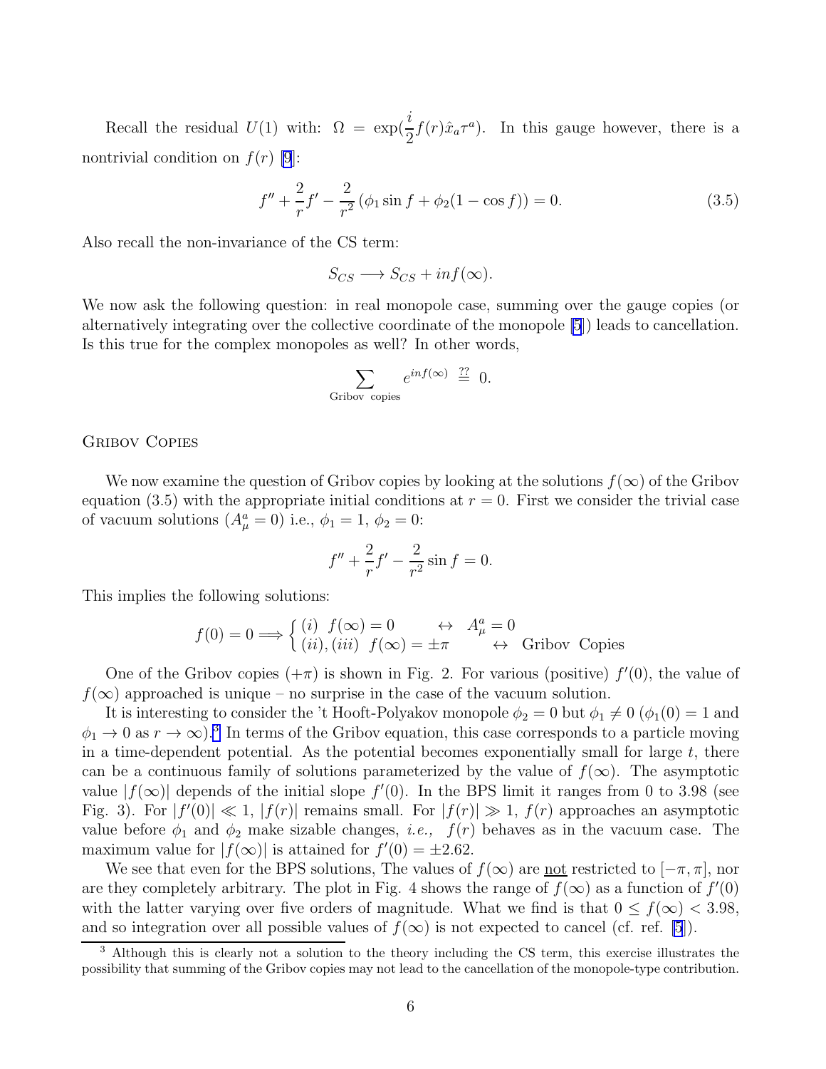Recall the residual $U(1)$ with: $\Omega = \exp(\frac{i}{2}f(r)\hat{x}_a\tau^a)$. In this gauge however, there is a nontrivial condition on $f(r)$ [9]:

$$f'' + \frac{2}{r}f' - \frac{2}{r^2}\left(\phi_1 \sin f + \phi_2(1-\cos f)\right) = 0. \tag{3.5}$$

Also recall the non-invariance of the CS term:

$$S_{CS} \longrightarrow S_{CS} + inf(\infty).$$

We now ask the following question: in real monopole case, summing over the gauge copies (or alternatively integrating over the collective coordinate of the monopole [5]) leads to cancellation. Is this true for the complex monopoles as well? In other words,

$$\sum_{\text{Gribov copies}} e^{inf(\infty)} \stackrel{??}{=} 0.$$

## Gribov Copies

We now examine the question of Gribov copies by looking at the solutions $f(\infty)$ of the Gribov equation (3.5) with the appropriate initial conditions at $r = 0$. First we consider the trivial case of vacuum solutions ($A^a_\mu = 0$) i.e., $\phi_1 = 1$, $\phi_2 = 0$:

$$f'' + \frac{2}{r}f' - \frac{2}{r^2}\sin f = 0.$$

This implies the following solutions:

$$f(0) = 0 \Longrightarrow \begin{cases} (i)\ \ f(\infty) = 0 & \leftrightarrow\ \ A^a_\mu = 0 \\ (ii),(iii)\ \ f(\infty) = \pm\pi & \leftrightarrow\ \ \text{Gribov Copies} \end{cases}$$

One of the Gribov copies ($+\pi$) is shown in Fig. 2. For various (positive) $f'(0)$, the value of $f(\infty)$ approached is unique – no surprise in the case of the vacuum solution.

It is interesting to consider the 't Hooft-Polyakov monopole $\phi_2 = 0$ but $\phi_1 \neq 0$ ($\phi_1(0) = 1$ and $\phi_1 \to 0$ as $r \to \infty$).[3] In terms of the Gribov equation, this case corresponds to a particle moving in a time-dependent potential. As the potential becomes exponentially small for large $t$, there can be a continuous family of solutions parameterized by the value of $f(\infty)$. The asymptotic value $|f(\infty)|$ depends of the initial slope $f'(0)$. In the BPS limit it ranges from 0 to 3.98 (see Fig. 3). For $|f'(0)| \ll 1$, $|f(r)|$ remains small. For $|f(r)| \gg 1$, $f(r)$ approaches an asymptotic value before $\phi_1$ and $\phi_2$ make sizable changes, *i.e.,* $f(r)$ behaves as in the vacuum case. The maximum value for $|f(\infty)|$ is attained for $f'(0) = \pm 2.62$.

We see that even for the BPS solutions, The values of $f(\infty)$ are <u>not</u> restricted to $[-\pi, \pi]$, nor are they completely arbitrary. The plot in Fig. 4 shows the range of $f(\infty)$ as a function of $f'(0)$ with the latter varying over five orders of magnitude. What we find is that $0 \leq f(\infty) < 3.98$, and so integration over all possible values of $f(\infty)$ is not expected to cancel (cf. ref. [5]).

[3] Although this is clearly not a solution to the theory including the CS term, this exercise illustrates the possibility that summing of the Gribov copies may not lead to the cancellation of the monopole-type contribution.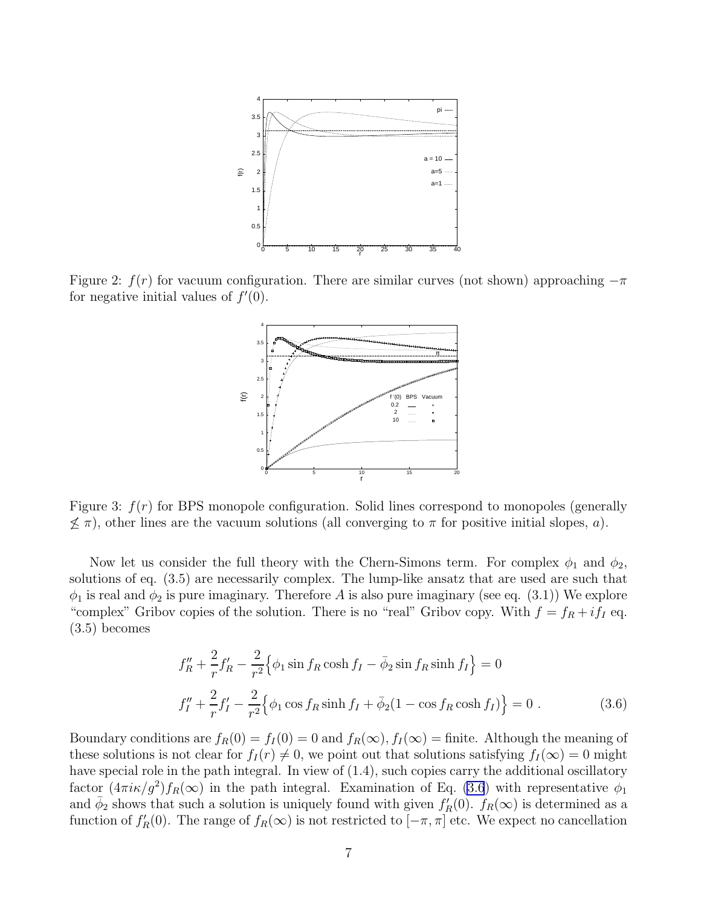Figure 2: $f(r)$ for vacuum configuration. There are similar curves (not shown) approaching $-\pi$ for negative initial values of $f'(0)$.

Figure 3: $f(r)$ for BPS monopole configuration. Solid lines correspond to monopoles (generally $\not\lesssim \pi$), other lines are the vacuum solutions (all converging to $\pi$ for positive initial slopes, $a$).

Now let us consider the full theory with the Chern-Simons term. For complex $\phi_1$ and $\phi_2$, solutions of eq. (3.5) are necessarily complex. The lump-like ansatz that are used are such that $\phi_1$ is real and $\phi_2$ is pure imaginary. Therefore $A$ is also pure imaginary (see eq. (3.1)) We explore "complex" Gribov copies of the solution. There is no "real" Gribov copy. With $f = f_R + i f_I$ eq. (3.5) becomes

$$f_R'' + \frac{2}{r} f_R' - \frac{2}{r^2}\Big\{\phi_1 \sin f_R \cosh f_I - \bar{\phi}_2 \sin f_R \sinh f_I\Big\} = 0$$
$$f_I'' + \frac{2}{r} f_I' - \frac{2}{r^2}\Big\{\phi_1 \cos f_R \sinh f_I + \bar{\phi}_2 (1 - \cos f_R \cosh f_I)\Big\} = 0 \ . \qquad (3.6)$$

Boundary conditions are $f_R(0) = f_I(0) = 0$ and $f_R(\infty), f_I(\infty) =$ finite. Although the meaning of these solutions is not clear for $f_I(r) \neq 0$, we point out that solutions satisfying $f_I(\infty) = 0$ might have special role in the path integral. In view of (1.4), such copies carry the additional oscillatory factor $(4\pi i \kappa / g^2) f_R(\infty)$ in the path integral. Examination of Eq. (3.6) with representative $\phi_1$ and $\bar{\phi}_2$ shows that such a solution is uniquely found with given $f_R'(0)$. $f_R(\infty)$ is determined as a function of $f_R'(0)$. The range of $f_R(\infty)$ is not restricted to $[-\pi, \pi]$ etc. We expect no cancellation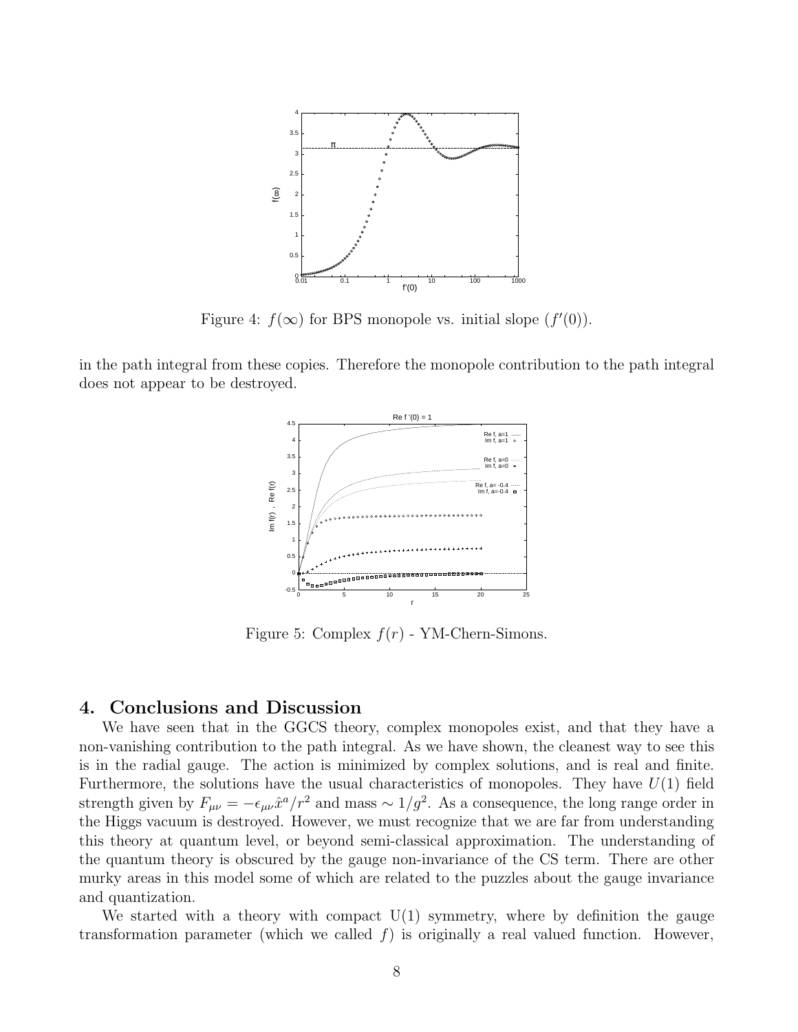Figure 4: $f(\infty)$ for BPS monopole vs. initial slope ($f'(0)$).

in the path integral from these copies. Therefore the monopole contribution to the path integral does not appear to be destroyed.

Figure 5: Complex $f(r)$ - YM-Chern-Simons.

## 4. Conclusions and Discussion

We have seen that in the GGCS theory, complex monopoles exist, and that they have a non-vanishing contribution to the path integral. As we have shown, the cleanest way to see this is in the radial gauge. The action is minimized by complex solutions, and is real and finite. Furthermore, the solutions have the usual characteristics of monopoles. They have $U(1)$ field strength given by $F_{\mu\nu} = -\epsilon_{\mu\nu}\hat{x}^a/r^2$ and mass $\sim 1/g^2$. As a consequence, the long range order in the Higgs vacuum is destroyed. However, we must recognize that we are far from understanding this theory at quantum level, or beyond semi-classical approximation. The understanding of the quantum theory is obscured by the gauge non-invariance of the CS term. There are other murky areas in this model some of which are related to the puzzles about the gauge invariance and quantization.

We started with a theory with compact U(1) symmetry, where by definition the gauge transformation parameter (which we called $f$) is originally a real valued function. However,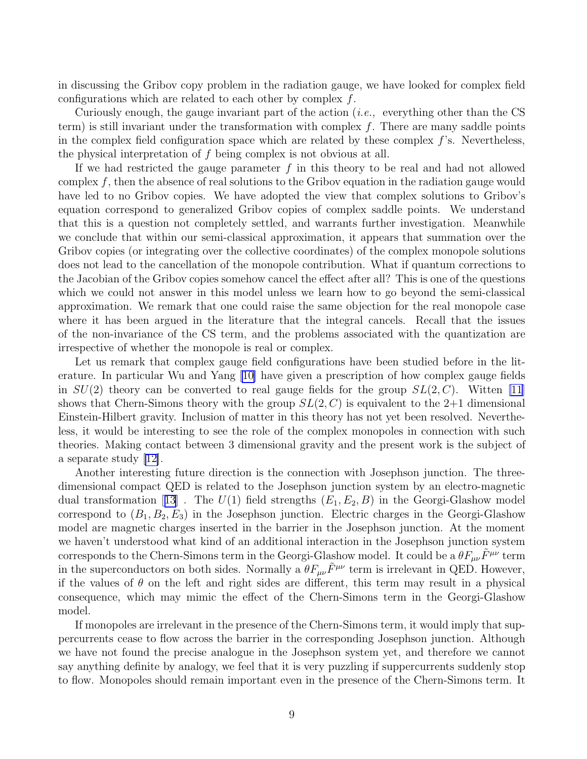in discussing the Gribov copy problem in the radiation gauge, we have looked for complex field configurations which are related to each other by complex $f$.

Curiously enough, the gauge invariant part of the action (*i.e.,* everything other than the CS term) is still invariant under the transformation with complex $f$. There are many saddle points in the complex field configuration space which are related by these complex $f$'s. Nevertheless, the physical interpretation of $f$ being complex is not obvious at all.

If we had restricted the gauge parameter $f$ in this theory to be real and had not allowed complex $f$, then the absence of real solutions to the Gribov equation in the radiation gauge would have led to no Gribov copies. We have adopted the view that complex solutions to Gribov's equation correspond to generalized Gribov copies of complex saddle points. We understand that this is a question not completely settled, and warrants further investigation. Meanwhile we conclude that within our semi-classical approximation, it appears that summation over the Gribov copies (or integrating over the collective coordinates) of the complex monopole solutions does not lead to the cancellation of the monopole contribution. What if quantum corrections to the Jacobian of the Gribov copies somehow cancel the effect after all? This is one of the questions which we could not answer in this model unless we learn how to go beyond the semi-classical approximation. We remark that one could raise the same objection for the real monopole case where it has been argued in the literature that the integral cancels. Recall that the issues of the non-invariance of the CS term, and the problems associated with the quantization are irrespective of whether the monopole is real or complex.

Let us remark that complex gauge field configurations have been studied before in the literature. In particular Wu and Yang [10] have given a prescription of how complex gauge fields in $SU(2)$ theory can be converted to real gauge fields for the group $SL(2,C)$. Witten [11] shows that Chern-Simons theory with the group $SL(2,C)$ is equivalent to the 2+1 dimensional Einstein-Hilbert gravity. Inclusion of matter in this theory has not yet been resolved. Nevertheless, it would be interesting to see the role of the complex monopoles in connection with such theories. Making contact between 3 dimensional gravity and the present work is the subject of a separate study [12].

Another interesting future direction is the connection with Josephson junction. The three-dimensional compact QED is related to the Josephson junction system by an electro-magnetic dual transformation [13] . The $U(1)$ field strengths $(E_1, E_2, B)$ in the Georgi-Glashow model correspond to $(B_1, B_2, E_3)$ in the Josephson junction. Electric charges in the Georgi-Glashow model are magnetic charges inserted in the barrier in the Josephson junction. At the moment we haven't understood what kind of an additional interaction in the Josephson junction system corresponds to the Chern-Simons term in the Georgi-Glashow model. It could be a $\theta F_{\mu\nu}\tilde{F}^{\mu\nu}$ term in the superconductors on both sides. Normally a $\theta F_{\mu\nu}\tilde{F}^{\mu\nu}$ term is irrelevant in QED. However, if the values of $\theta$ on the left and right sides are different, this term may result in a physical consequence, which may mimic the effect of the Chern-Simons term in the Georgi-Glashow model.

If monopoles are irrelevant in the presence of the Chern-Simons term, it would imply that suppercurrents cease to flow across the barrier in the corresponding Josephson junction. Although we have not found the precise analogue in the Josephson system yet, and therefore we cannot say anything definite by analogy, we feel that it is very puzzling if suppercurrents suddenly stop to flow. Monopoles should remain important even in the presence of the Chern-Simons term. It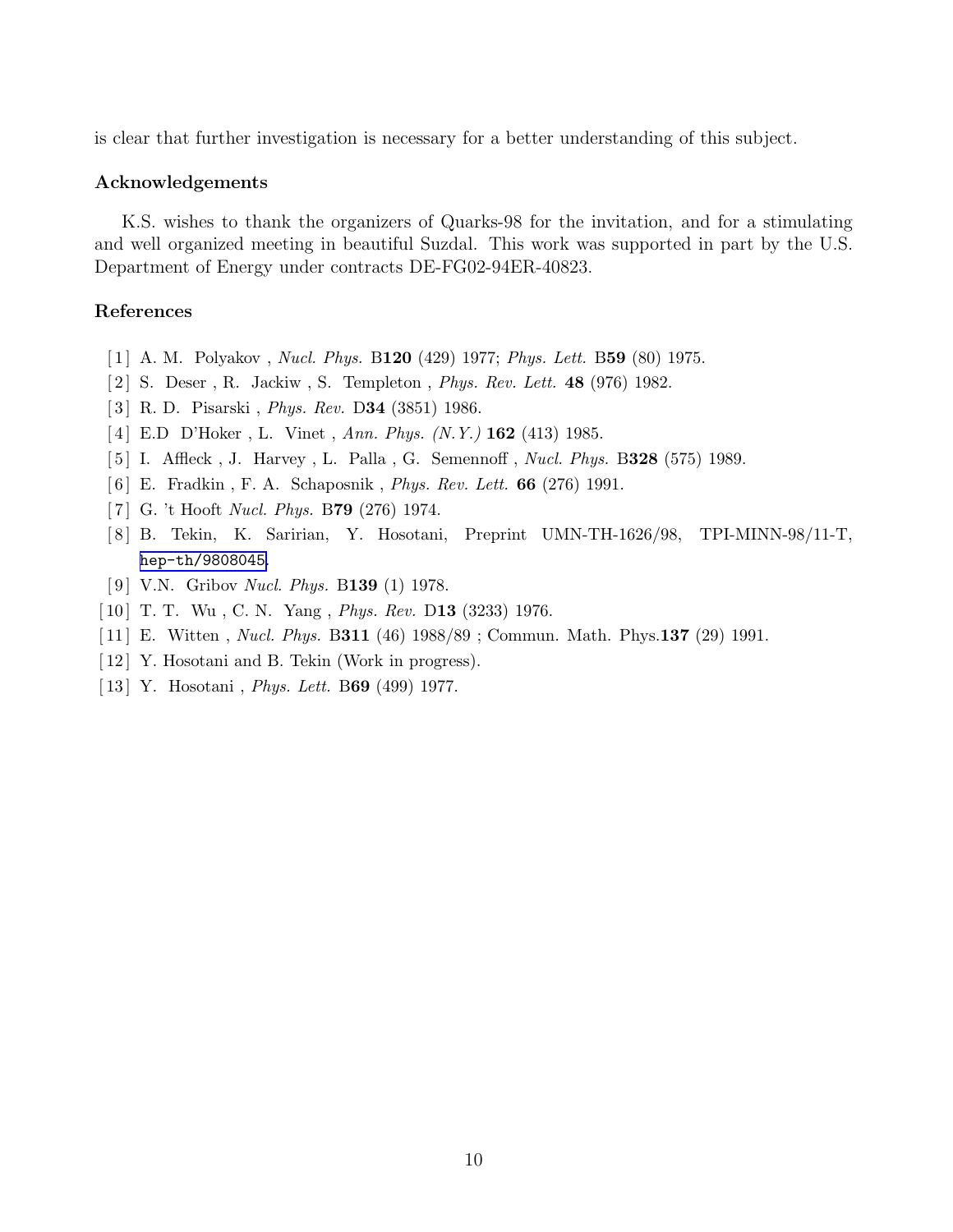is clear that further investigation is necessary for a better understanding of this subject.

### Acknowledgements

K.S. wishes to thank the organizers of Quarks-98 for the invitation, and for a stimulating and well organized meeting in beautiful Suzdal. This work was supported in part by the U.S. Department of Energy under contracts DE-FG02-94ER-40823.

### References

[1] A. M. Polyakov , *Nucl. Phys.* B**120** (429) 1977; *Phys. Lett.* B**59** (80) 1975.

[2] S. Deser , R. Jackiw , S. Templeton , *Phys. Rev. Lett.* **48** (976) 1982.

[3] R. D. Pisarski , *Phys. Rev.* D**34** (3851) 1986.

[4] E.D D'Hoker , L. Vinet , *Ann. Phys. (N.Y.)* **162** (413) 1985.

[5] I. Affleck , J. Harvey , L. Palla , G. Semennoff , *Nucl. Phys.* B**328** (575) 1989.

[6] E. Fradkin , F. A. Schaposnik , *Phys. Rev. Lett.* **66** (276) 1991.

[7] G. 't Hooft *Nucl. Phys.* B**79** (276) 1974.

[8] B. Tekin, K. Saririan, Y. Hosotani, Preprint UMN-TH-1626/98, TPI-MINN-98/11-T, hep-th/9808045.

[9] V.N. Gribov *Nucl. Phys.* B**139** (1) 1978.

[10] T. T. Wu , C. N. Yang , *Phys. Rev.* D**13** (3233) 1976.

[11] E. Witten , *Nucl. Phys.* B**311** (46) 1988/89 ; Commun. Math. Phys.**137** (29) 1991.

[12] Y. Hosotani and B. Tekin (Work in progress).

[13] Y. Hosotani , *Phys. Lett.* B**69** (499) 1977.